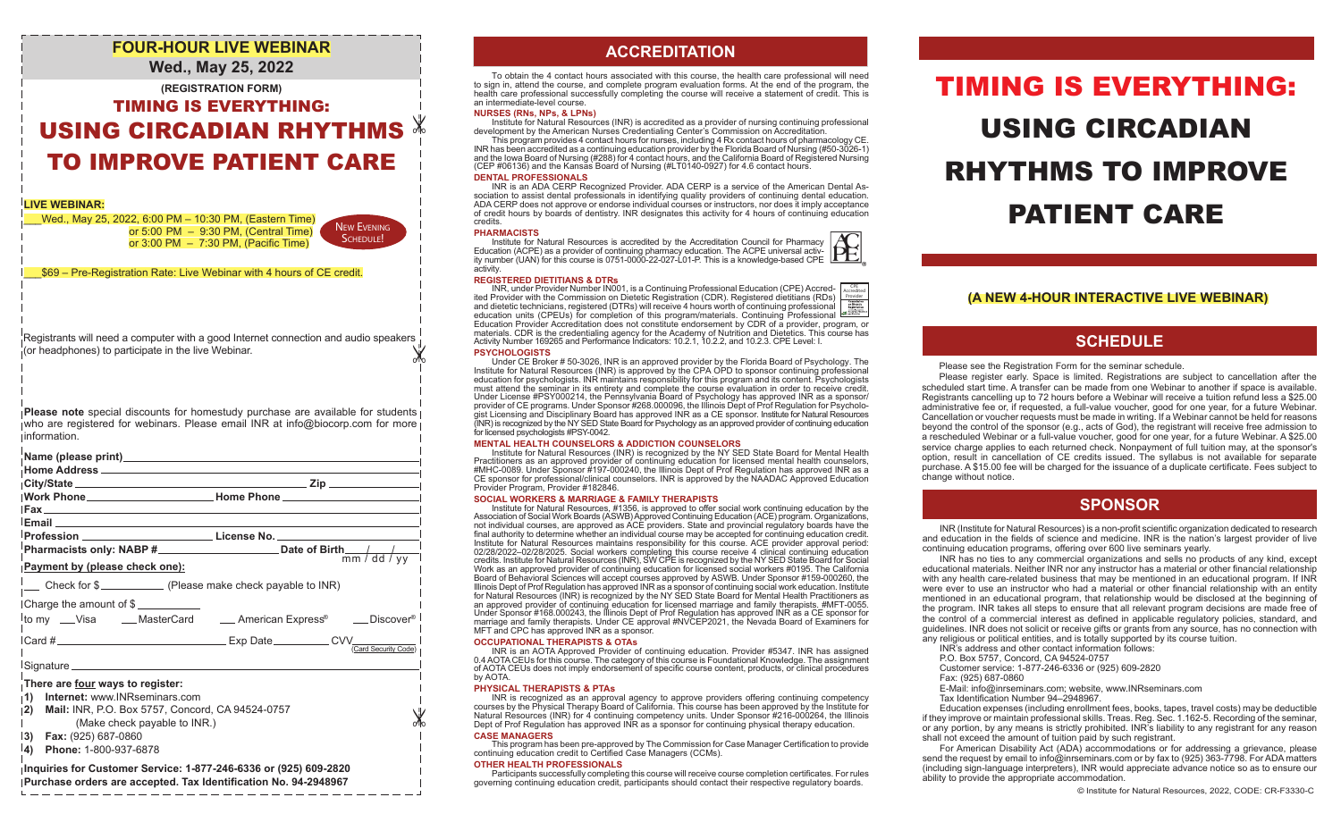# FOUR-HOUR LIVE WEBINAR

**Wed., May 25, 2022**

**(REGISTRATION FORM)**

## TIMING IS EVERYTHING: USING CIRCADIAN RHYTHMS TO IMPROVE PATIENT CARE

**LIVE WEBINAR:**

___Wed., May 25, 2022, 6:00 PM – 10:30 PM, (Eastern Time)
or 5:00 PM – 9:30 PM, (Central Time)
or 3:00 PM – 7:30 PM, (Pacific Time)

NEW EVENING SCHEDULE!

___$69 – Pre-Registration Rate: Live Webinar with 4 hours of CE credit.

Registrants will need a computer with a good Internet connection and audio speakers (or headphones) to participate in the live Webinar.

**Please note** special discounts for homestudy purchase are available for students who are registered for webinars. Please email INR at info@biocorp.com for more information.

**Name (please print)**_______________

**Home Address** _______________

**City/State** _______________ **Zip** _______________

**Work Phone**_______________ **Home Phone** _______________

**Fax** _______________

**Email** _______________

**Profession** _______________ **License No.** _______________

**Pharmacists only: NABP #**_______________ **Date of Birth** ___/___/___ (mm / dd / yy)

**Payment by (please check one):**

___ Check for $__________ (Please make check payable to INR)

Charge the amount of $__________

to my ___Visa ___MasterCard ___American Express® ___Discover®

Card #_______________ Exp Date_________ CVV_______ (Card Security Code)

Signature _______________

**There are four ways to register:**

1) **Internet:** www.INRseminars.com
2) **Mail:** INR, P.O. Box 5757, Concord, CA 94524-0757 (Make check payable to INR.)
3) **Fax:** (925) 687-0860
4) **Phone:** 1-800-937-6878

**Inquiries for Customer Service: 1-877-246-6336 or (925) 609-2820**
**Purchase orders are accepted. Tax Identification No. 94-2948967**

## ACCREDITATION

To obtain the 4 contact hours associated with this course, the health care professional will need to sign in, attend the course, and complete program evaluation forms. At the end of the program, the health care professional successfully completing the course will receive a statement of credit. This is an intermediate-level course.

### NURSES (RNs, NPs, & LPNs)

Institute for Natural Resources (INR) is accredited as a provider of nursing continuing professional development by the American Nurses Credentialing Center's Commission on Accreditation.

This program provides 4 contact hours for nurses, including 4 Rx contact hours of pharmacology CE. INR has been accredited as a continuing education provider by the Florida Board of Nursing (#50-3026-1) and the Iowa Board of Nursing (#288) for 4 contact hours, and the California Board of Registered Nursing (CEP #06136) and the Kansas Board of Nursing (#LT0140-0927) for 4.6 contact hours.

### DENTAL PROFESSIONALS

INR is an ADA CERP Recognized Provider. ADA CERP is a service of the American Dental Association to assist dental professionals in identifying quality providers of continuing dental education. ADA CERP does not approve or endorse individual courses or instructors, nor does it imply acceptance of credit hours by boards of dentistry. INR designates this activity for 4 hours of continuing education credits.

### PHARMACISTS

Institute for Natural Resources is accredited by the Accreditation Council for Pharmacy Education (ACPE) as a provider of continuing pharmacy education. The ACPE universal activity number (UAN) for this course is 0751-0000-22-027-L01-P. This is a knowledge-based CPE activity.

### REGISTERED DIETITIANS & DTRs

INR, under Provider Number IN001, is a Continuing Professional Education (CPE) Accredited Provider with the Commission on Dietetic Registration (CDR). Registered dietitians (RDs) and dietetic technicians, registered (DTRs) will receive 4 hours worth of continuing professional education units (CPEUs) for completion of this program/materials. Continuing Professional Education Provider Accreditation does not constitute endorsement by CDR of a provider, program, or materials. CDR is the credentialing agency for the Academy of Nutrition and Dietetics. This course has Activity Number 169265 and Performance Indicators: 10.2.1, 10.2.2, and 10.2.3. CPE Level: I.

### PSYCHOLOGISTS

Under CE Broker # 50-3026, INR is an approved provider by the Florida Board of Psychology. The Institute for Natural Resources (INR) is approved by the CPA OPD to sponsor continuing professional education for psychologists. INR maintains responsibility for this program and its content. Psychologists must attend the seminar in its entirety and complete the course evaluation in order to receive credit. Under License #PSY000214, the Pennsylvania Board of Psychology has approved INR as a sponsor/provider of CE programs. Under Sponsor #268.000096, the Illinois Dept of Prof Regulation for Psychologist Licensing and Disciplinary Board has approved INR as a CE sponsor. Institute for Natural Resources (INR) is recognized by the NY SED State Board for Psychology as an approved provider of continuing education for licensed psychologists #PSY-0042.

### MENTAL HEALTH COUNSELORS & ADDICTION COUNSELORS

Institute for Natural Resources (INR) is recognized by the NY SED State Board for Mental Health Practitioners as an approved provider of continuing education for licensed mental health counselors, #MHC-0089. Under Sponsor #197-000240, the Illinois Dept of Prof Regulation has approved INR as a CE sponsor for professional/clinical counselors. INR is approved by the NAADAC Approved Education Provider Program, Provider #182846.

### SOCIAL WORKERS & MARRIAGE & FAMILY THERAPISTS

Institute for Natural Resources, #1356, is approved to offer social work continuing education by the Association of Social Work Boards (ASWB) Approved Continuing Education (ACE) program. Organizations, not individual courses, are approved as ACE providers. State and provincial regulatory boards have the final authority to determine whether an individual course may be accepted for continuing education credit. Institute for Natural Resources maintains responsibility for this course. ACE provider approval period: 02/28/2022–02/28/2025. Social workers completing this course receive 4 clinical continuing education credits. Institute for Natural Resources (INR), SW CPE is recognized by the NY SED State Board for Social Work as an approved provider of continuing education for licensed social workers #0195. The California Board of Behavioral Sciences will accept courses approved by ASWB. Under Sponsor #159-000260, the Illinois Dept of Prof Regulation has approved INR as a sponsor of continuing social work education. Institute for Natural Resources (INR) is recognized by the NY SED State Board for Mental Health Practitioners as an approved provider of continuing education for licensed marriage and family therapists. #MFT-0055. Under Sponsor #168.000243, the Illinois Dept of Prof Regulation has approved INR as a CE sponsor for marriage and family therapists. Under CE approval #NVCEP2021, the Nevada Board of Examiners for MFT and CPC has approved INR as a sponsor.

### OCCUPATIONAL THERAPISTS & OTAs

INR is an AOTA Approved Provider of continuing education. Provider #5347. INR has assigned 0.4 AOTA CEUs for this course. The category of this course is Foundational Knowledge. The assignment of AOTA CEUs does not imply endorsement of specific course content, products, or clinical procedures by AOTA.

### PHYSICAL THERAPISTS & PTAs

INR is recognized as an approval agency to approve providers offering continuing competency courses by the Physical Therapy Board of California. This course has been approved by the Institute for Natural Resources (INR) for 4 continuing competency units. Under Sponsor #216-000264, the Illinois Dept of Prof Regulation has approved INR as a sponsor for continuing physical therapy education.

### CASE MANAGERS

This program has been pre-approved by The Commission for Case Manager Certification to provide continuing education credit to Certified Case Managers (CCMs).

### OTHER HEALTH PROFESSIONALS

Participants successfully completing this course will receive course completion certificates. For rules governing continuing education credit, participants should contact their respective regulatory boards.

# TIMING IS EVERYTHING: USING CIRCADIAN RHYTHMS TO IMPROVE PATIENT CARE

**(A NEW 4-HOUR INTERACTIVE LIVE WEBINAR)**

## SCHEDULE

Please see the Registration Form for the seminar schedule.

Please register early. Space is limited. Registrations are subject to cancellation after the scheduled start time. A transfer can be made from one Webinar to another if space is available. Registrants cancelling up to 72 hours before a Webinar will receive a tuition refund less a $25.00 administrative fee or, if requested, a full-value voucher, good for one year, for a future Webinar. Cancellation or voucher requests must be made in writing. If a Webinar cannot be held for reasons beyond the control of the sponsor (e.g., acts of God), the registrant will receive free admission to a rescheduled Webinar or a full-value voucher, good for one year, for a future Webinar. A $25.00 service charge applies to each returned check. Nonpayment of full tuition may, at the sponsor's option, result in cancellation of CE credits issued. The syllabus is not available for separate purchase. A $15.00 fee will be charged for the issuance of a duplicate certificate. Fees subject to change without notice.

## SPONSOR

INR (Institute for Natural Resources) is a non-profit scientific organization dedicated to research and education in the fields of science and medicine. INR is the nation's largest provider of live continuing education programs, offering over 600 live seminars yearly.

INR has no ties to any commercial organizations and sells no products of any kind, except educational materials. Neither INR nor any instructor has a material or other financial relationship with any health care-related business that may be mentioned in an educational program. If INR were ever to use an instructor who had a material or other financial relationship with an entity mentioned in an educational program, that relationship would be disclosed at the beginning of the program. INR takes all steps to ensure that all relevant program decisions are made free of the control of a commercial interest as defined in applicable regulatory policies, standard, and guidelines. INR does not solicit or receive gifts or grants from any source, has no connection with any religious or political entities, and is totally supported by its course tuition.

INR's address and other contact information follows:
P.O. Box 5757, Concord, CA 94524-0757
Customer service: 1-877-246-6336 or (925) 609-2820
Fax: (925) 687-0860
E-Mail: info@inrseminars.com; website, www.INRseminars.com
Tax Identification Number 94–2948967.

Education expenses (including enrollment fees, books, tapes, travel costs) may be deductible if they improve or maintain professional skills. Treas. Reg. Sec. 1.162-5. Recording of the seminar, or any portion, by any means is strictly prohibited. INR's liability to any registrant for any reason shall not exceed the amount of tuition paid by such registrant.

For American Disability Act (ADA) accommodations or for addressing a grievance, please send the request by email to info@inrseminars.com or by fax to (925) 363-7798. For ADA matters (including sign-language interpreters), INR would appreciate advance notice so as to ensure our ability to provide the appropriate accommodation.

© Institute for Natural Resources, 2022, CODE: CR-F3330-C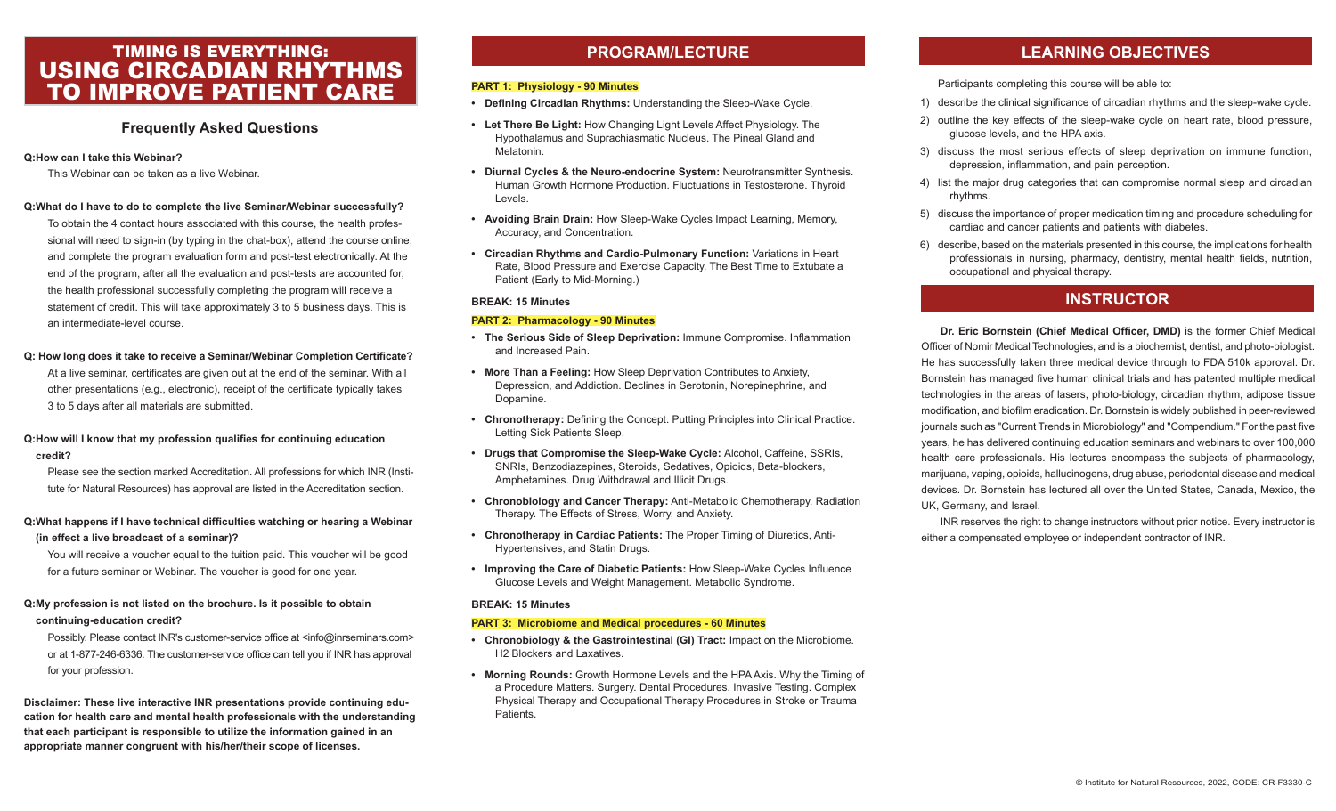# TIMING IS EVERYTHING: USING CIRCADIAN RHYTHMS TO IMPROVE PATIENT CARE

## Frequently Asked Questions

**Q:How can I take this Webinar?**

This Webinar can be taken as a live Webinar.

**Q:What do I have to do to complete the live Seminar/Webinar successfully?**

To obtain the 4 contact hours associated with this course, the health professional will need to sign-in (by typing in the chat-box), attend the course online, and complete the program evaluation form and post-test electronically. At the end of the program, after all the evaluation and post-tests are accounted for, the health professional successfully completing the program will receive a statement of credit. This will take approximately 3 to 5 business days. This is an intermediate-level course.

**Q: How long does it take to receive a Seminar/Webinar Completion Certificate?**

At a live seminar, certificates are given out at the end of the seminar. With all other presentations (e.g., electronic), receipt of the certificate typically takes 3 to 5 days after all materials are submitted.

**Q:How will I know that my profession qualifies for continuing education credit?**

Please see the section marked Accreditation. All professions for which INR (Institute for Natural Resources) has approval are listed in the Accreditation section.

**Q:What happens if I have technical difficulties watching or hearing a Webinar (in effect a live broadcast of a seminar)?**

You will receive a voucher equal to the tuition paid. This voucher will be good for a future seminar or Webinar. The voucher is good for one year.

**Q:My profession is not listed on the brochure. Is it possible to obtain continuing-education credit?**

Possibly. Please contact INR's customer-service office at <info@inrseminars.com> or at 1-877-246-6336. The customer-service office can tell you if INR has approval for your profession.

**Disclaimer: These live interactive INR presentations provide continuing education for health care and mental health professionals with the understanding that each participant is responsible to utilize the information gained in an appropriate manner congruent with his/her/their scope of licenses.**

## PROGRAM/LECTURE

**PART 1: Physiology - 90 Minutes**

- **Defining Circadian Rhythms:** Understanding the Sleep-Wake Cycle.
- **Let There Be Light:** How Changing Light Levels Affect Physiology. The Hypothalamus and Suprachiasmatic Nucleus. The Pineal Gland and Melatonin.
- **Diurnal Cycles & the Neuro-endocrine System:** Neurotransmitter Synthesis. Human Growth Hormone Production. Fluctuations in Testosterone. Thyroid Levels.
- **Avoiding Brain Drain:** How Sleep-Wake Cycles Impact Learning, Memory, Accuracy, and Concentration.
- **Circadian Rhythms and Cardio-Pulmonary Function:** Variations in Heart Rate, Blood Pressure and Exercise Capacity. The Best Time to Extubate a Patient (Early to Mid-Morning.)

**BREAK: 15 Minutes**

**PART 2: Pharmacology - 90 Minutes**

- **The Serious Side of Sleep Deprivation:** Immune Compromise. Inflammation and Increased Pain.
- **More Than a Feeling:** How Sleep Deprivation Contributes to Anxiety, Depression, and Addiction. Declines in Serotonin, Norepinephrine, and Dopamine.
- **Chronotherapy:** Defining the Concept. Putting Principles into Clinical Practice. Letting Sick Patients Sleep.
- **Drugs that Compromise the Sleep-Wake Cycle:** Alcohol, Caffeine, SSRIs, SNRIs, Benzodiazepines, Steroids, Sedatives, Opioids, Beta-blockers, Amphetamines. Drug Withdrawal and Illicit Drugs.
- **Chronobiology and Cancer Therapy:** Anti-Metabolic Chemotherapy. Radiation Therapy. The Effects of Stress, Worry, and Anxiety.
- **Chronotherapy in Cardiac Patients:** The Proper Timing of Diuretics, Anti-Hypertensives, and Statin Drugs.
- **Improving the Care of Diabetic Patients:** How Sleep-Wake Cycles Influence Glucose Levels and Weight Management. Metabolic Syndrome.

**BREAK: 15 Minutes**

**PART 3: Microbiome and Medical procedures - 60 Minutes**

- **Chronobiology & the Gastrointestinal (GI) Tract:** Impact on the Microbiome. H2 Blockers and Laxatives.
- **Morning Rounds:** Growth Hormone Levels and the HPA Axis. Why the Timing of a Procedure Matters. Surgery. Dental Procedures. Invasive Testing. Complex Physical Therapy and Occupational Therapy Procedures in Stroke or Trauma Patients.

## LEARNING OBJECTIVES

Participants completing this course will be able to:

1) describe the clinical significance of circadian rhythms and the sleep-wake cycle.
2) outline the key effects of the sleep-wake cycle on heart rate, blood pressure, glucose levels, and the HPA axis.
3) discuss the most serious effects of sleep deprivation on immune function, depression, inflammation, and pain perception.
4) list the major drug categories that can compromise normal sleep and circadian rhythms.
5) discuss the importance of proper medication timing and procedure scheduling for cardiac and cancer patients and patients with diabetes.
6) describe, based on the materials presented in this course, the implications for health professionals in nursing, pharmacy, dentistry, mental health fields, nutrition, occupational and physical therapy.

## INSTRUCTOR

**Dr. Eric Bornstein (Chief Medical Officer, DMD)** is the former Chief Medical Officer of Nomir Medical Technologies, and is a biochemist, dentist, and photo-biologist. He has successfully taken three medical device through to FDA 510k approval. Dr. Bornstein has managed five human clinical trials and has patented multiple medical technologies in the areas of lasers, photo-biology, circadian rhythm, adipose tissue modification, and biofilm eradication. Dr. Bornstein is widely published in peer-reviewed journals such as "Current Trends in Microbiology" and "Compendium." For the past five years, he has delivered continuing education seminars and webinars to over 100,000 health care professionals. His lectures encompass the subjects of pharmacology, marijuana, vaping, opioids, hallucinogens, drug abuse, periodontal disease and medical devices. Dr. Bornstein has lectured all over the United States, Canada, Mexico, the UK, Germany, and Israel.

INR reserves the right to change instructors without prior notice. Every instructor is either a compensated employee or independent contractor of INR.

© Institute for Natural Resources, 2022, CODE: CR-F3330-C